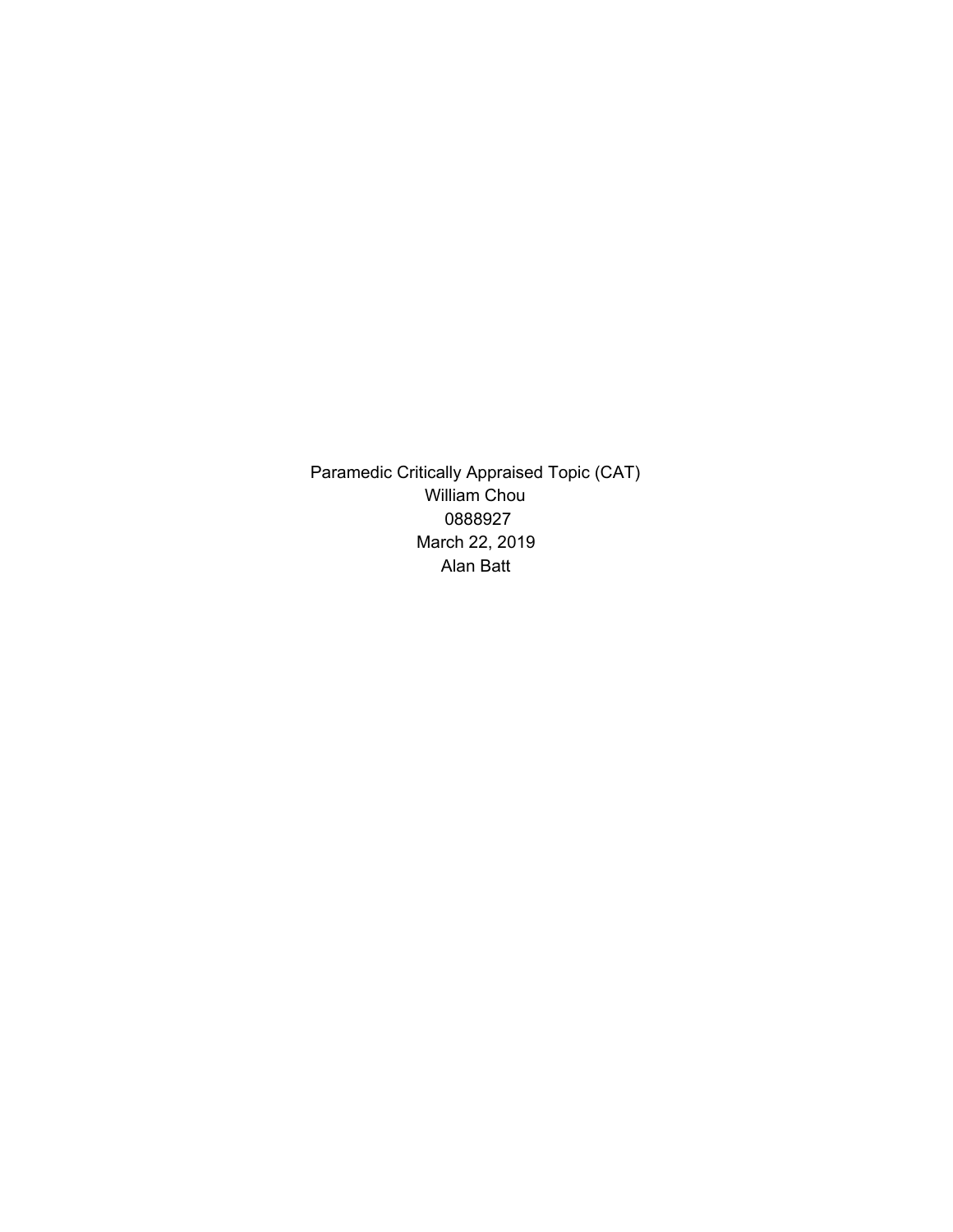Paramedic Critically Appraised Topic (CAT)

William Chou

0888927

March 22, 2019

Alan Batt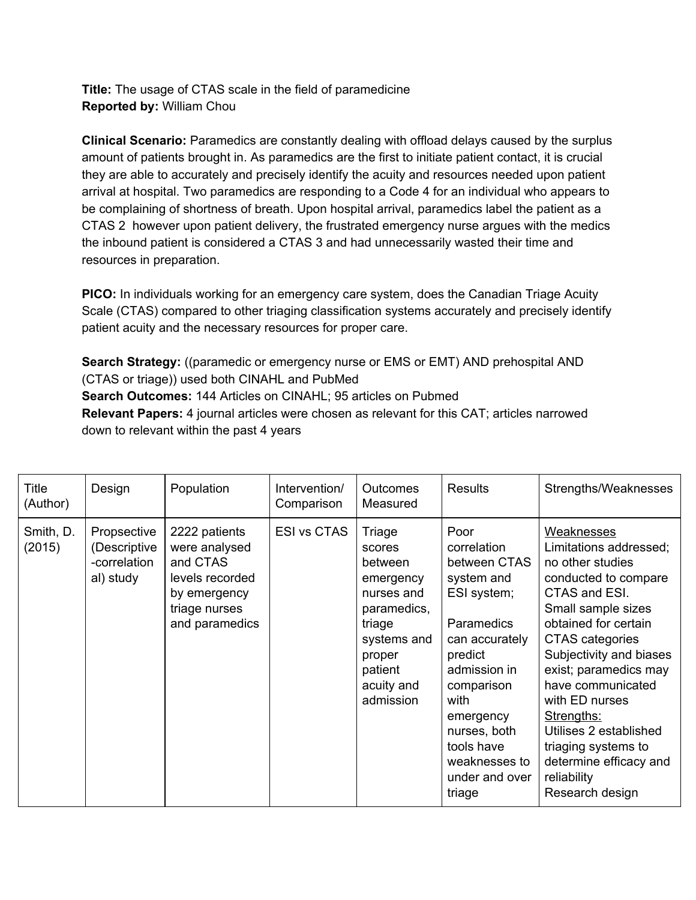**Title:** The usage of CTAS scale in the field of paramedicine
**Reported by:** William Chou

**Clinical Scenario:** Paramedics are constantly dealing with offload delays caused by the surplus amount of patients brought in. As paramedics are the first to initiate patient contact, it is crucial they are able to accurately and precisely identify the acuity and resources needed upon patient arrival at hospital. Two paramedics are responding to a Code 4 for an individual who appears to be complaining of shortness of breath. Upon hospital arrival, paramedics label the patient as a CTAS 2 however upon patient delivery, the frustrated emergency nurse argues with the medics the inbound patient is considered a CTAS 3 and had unnecessarily wasted their time and resources in preparation.

**PICO:** In individuals working for an emergency care system, does the Canadian Triage Acuity Scale (CTAS) compared to other triaging classification systems accurately and precisely identify patient acuity and the necessary resources for proper care.

**Search Strategy:** ((paramedic or emergency nurse or EMS or EMT) AND prehospital AND (CTAS or triage)) used both CINAHL and PubMed
**Search Outcomes:** 144 Articles on CINAHL; 95 articles on Pubmed
**Relevant Papers:** 4 journal articles were chosen as relevant for this CAT; articles narrowed down to relevant within the past 4 years

| Title (Author) | Design | Population | Intervention/ Comparison | Outcomes Measured | Results | Strengths/Weaknesses |
|---|---|---|---|---|---|---|
| Smith, D. (2015) | Propsective (Descriptive -correlational) study | 2222 patients were analysed and CTAS levels recorded by emergency triage nurses and paramedics | ESI vs CTAS | Triage scores between emergency nurses and paramedics, triage systems and proper patient acuity and admission | Poor correlation between CTAS system and ESI system;<br><br>Paramedics can accurately predict admission in comparison with emergency nurses, both tools have weaknesses to under and over triage | Weaknesses<br>Limitations addressed; no other studies conducted to compare CTAS and ESI.<br>Small sample sizes obtained for certain CTAS categories<br>Subjectivity and biases exist; paramedics may have communicated with ED nurses<br>Strengths:<br>Utilises 2 established triaging systems to determine efficacy and reliability<br>Research design |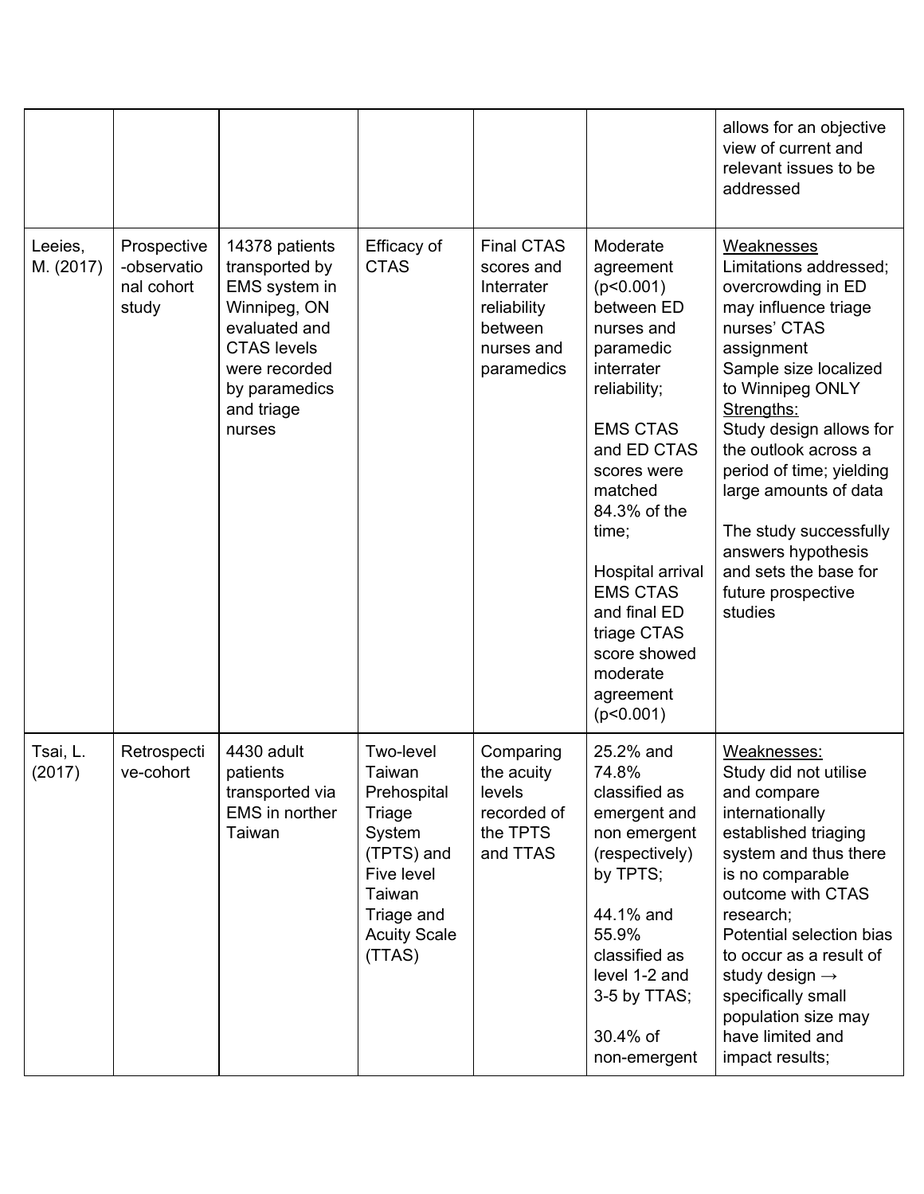| | | | | | | |
|---|---|---|---|---|---|---|
| | | | | | | allows for an objective view of current and relevant issues to be addressed |
| Leeies, M. (2017) | Prospective-observational cohort study | 14378 patients transported by EMS system in Winnipeg, ON evaluated and CTAS levels were recorded by paramedics and triage nurses | Efficacy of CTAS | Final CTAS scores and Interrater reliability between nurses and paramedics | Moderate agreement ($p<0.001$) between ED nurses and paramedic interrater reliability;<br><br>EMS CTAS and ED CTAS scores were matched 84.3% of the time;<br><br>Hospital arrival EMS CTAS and final ED triage CTAS score showed moderate agreement ($p<0.001$) | Weaknesses<br>Limitations addressed; overcrowding in ED may influence triage nurses' CTAS assignment<br>Sample size localized to Winnipeg ONLY<br>Strengths:<br>Study design allows for the outlook across a period of time; yielding large amounts of data<br><br>The study successfully answers hypothesis and sets the base for future prospective studies |
| Tsai, L. (2017) | Retrospective-cohort | 4430 adult patients transported via EMS in norther Taiwan | Two-level Taiwan Prehospital Triage System (TPTS) and Five level Taiwan Triage and Acuity Scale (TTAS) | Comparing the acuity levels recorded of the TPTS and TTAS | 25.2% and 74.8% classified as emergent and non emergent (respectively) by TPTS;<br><br>44.1% and 55.9% classified as level 1-2 and 3-5 by TTAS;<br><br>30.4% of non-emergent | Weaknesses:<br>Study did not utilise and compare internationally established triaging system and thus there is no comparable outcome with CTAS research;<br>Potential selection bias to occur as a result of study design → specifically small population size may have limited and impact results; |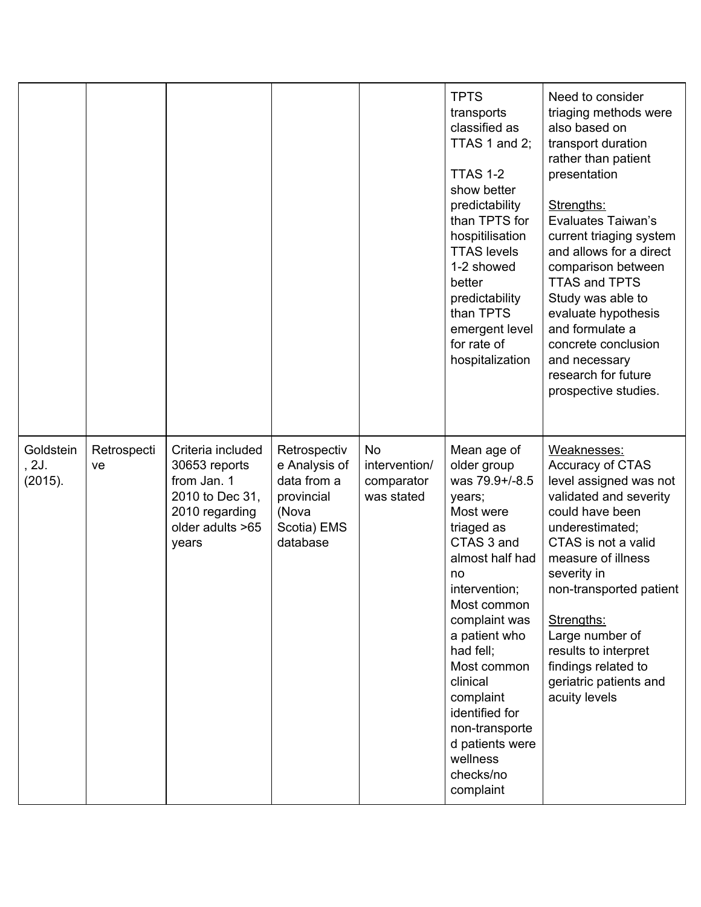| | | | | | | |
|---|---|---|---|---|---|---|
| | | | | | TPTS transports classified as TTAS 1 and 2;<br><br>TTAS 1-2 show better predictability than TPTS for hospitilisation TTAS levels 1-2 showed better predictability than TPTS emergent level for rate of hospitalization | Need to consider triaging methods were also based on transport duration rather than patient presentation<br><br>Strengths:<br>Evaluates Taiwan's current triaging system and allows for a direct comparison between TTAS and TPTS Study was able to evaluate hypothesis and formulate a concrete conclusion and necessary research for future prospective studies. |
| Goldstein, 2J. (2015). | Retrospective | Criteria included 30653 reports from Jan. 1 2010 to Dec 31, 2010 regarding older adults >65 years | Retrospective Analysis of data from a provincial (Nova Scotia) EMS database | No intervention/ comparator was stated | Mean age of older group was 79.9+/-8.5 years;<br>Most were triaged as CTAS 3 and almost half had no intervention;<br>Most common complaint was a patient who had fell;<br>Most common clinical complaint identified for non-transported patients were wellness checks/no complaint | Weaknesses:<br>Accuracy of CTAS level assigned was not validated and severity could have been underestimated;<br>CTAS is not a valid measure of illness severity in non-transported patient<br><br>Strengths:<br>Large number of results to interpret findings related to geriatric patients and acuity levels |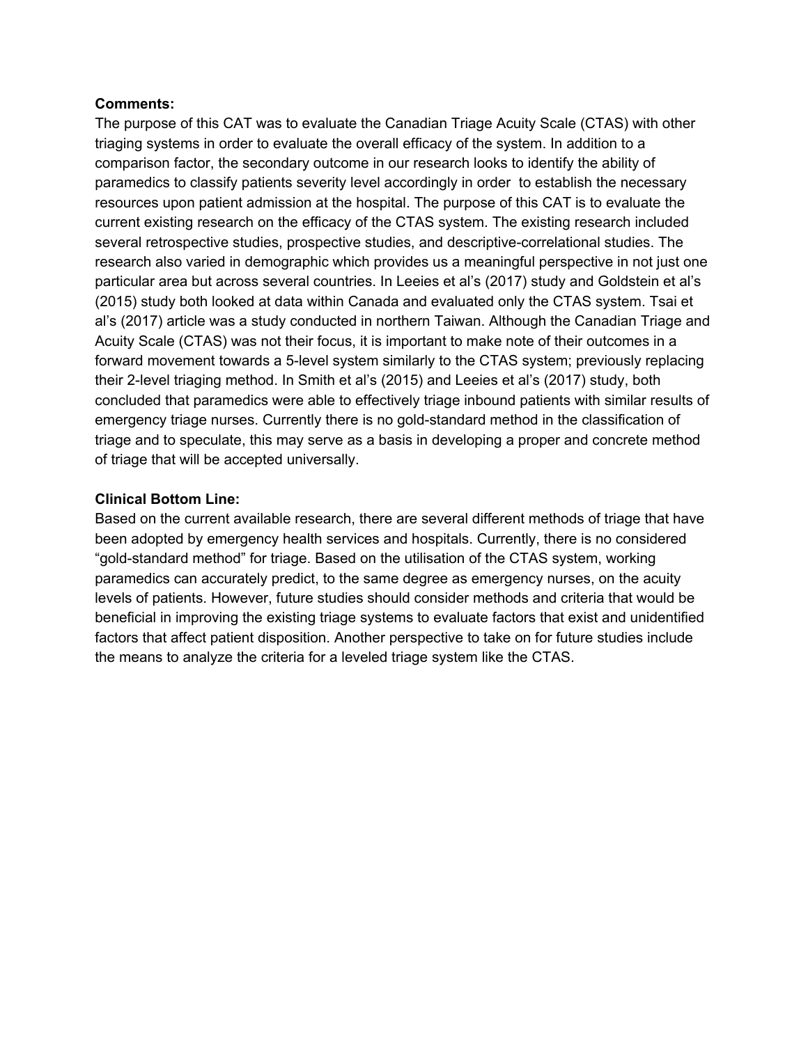**Comments:**

The purpose of this CAT was to evaluate the Canadian Triage Acuity Scale (CTAS) with other triaging systems in order to evaluate the overall efficacy of the system. In addition to a comparison factor, the secondary outcome in our research looks to identify the ability of paramedics to classify patients severity level accordingly in order  to establish the necessary resources upon patient admission at the hospital. The purpose of this CAT is to evaluate the current existing research on the efficacy of the CTAS system. The existing research included several retrospective studies, prospective studies, and descriptive-correlational studies. The research also varied in demographic which provides us a meaningful perspective in not just one particular area but across several countries. In Leeies et al's (2017) study and Goldstein et al's (2015) study both looked at data within Canada and evaluated only the CTAS system. Tsai et al's (2017) article was a study conducted in northern Taiwan. Although the Canadian Triage and Acuity Scale (CTAS) was not their focus, it is important to make note of their outcomes in a forward movement towards a 5-level system similarly to the CTAS system; previously replacing their 2-level triaging method. In Smith et al's (2015) and Leeies et al's (2017) study, both concluded that paramedics were able to effectively triage inbound patients with similar results of emergency triage nurses. Currently there is no gold-standard method in the classification of triage and to speculate, this may serve as a basis in developing a proper and concrete method of triage that will be accepted universally.

**Clinical Bottom Line:**

Based on the current available research, there are several different methods of triage that have been adopted by emergency health services and hospitals. Currently, there is no considered "gold-standard method" for triage. Based on the utilisation of the CTAS system, working paramedics can accurately predict, to the same degree as emergency nurses, on the acuity levels of patients. However, future studies should consider methods and criteria that would be beneficial in improving the existing triage systems to evaluate factors that exist and unidentified factors that affect patient disposition. Another perspective to take on for future studies include the means to analyze the criteria for a leveled triage system like the CTAS.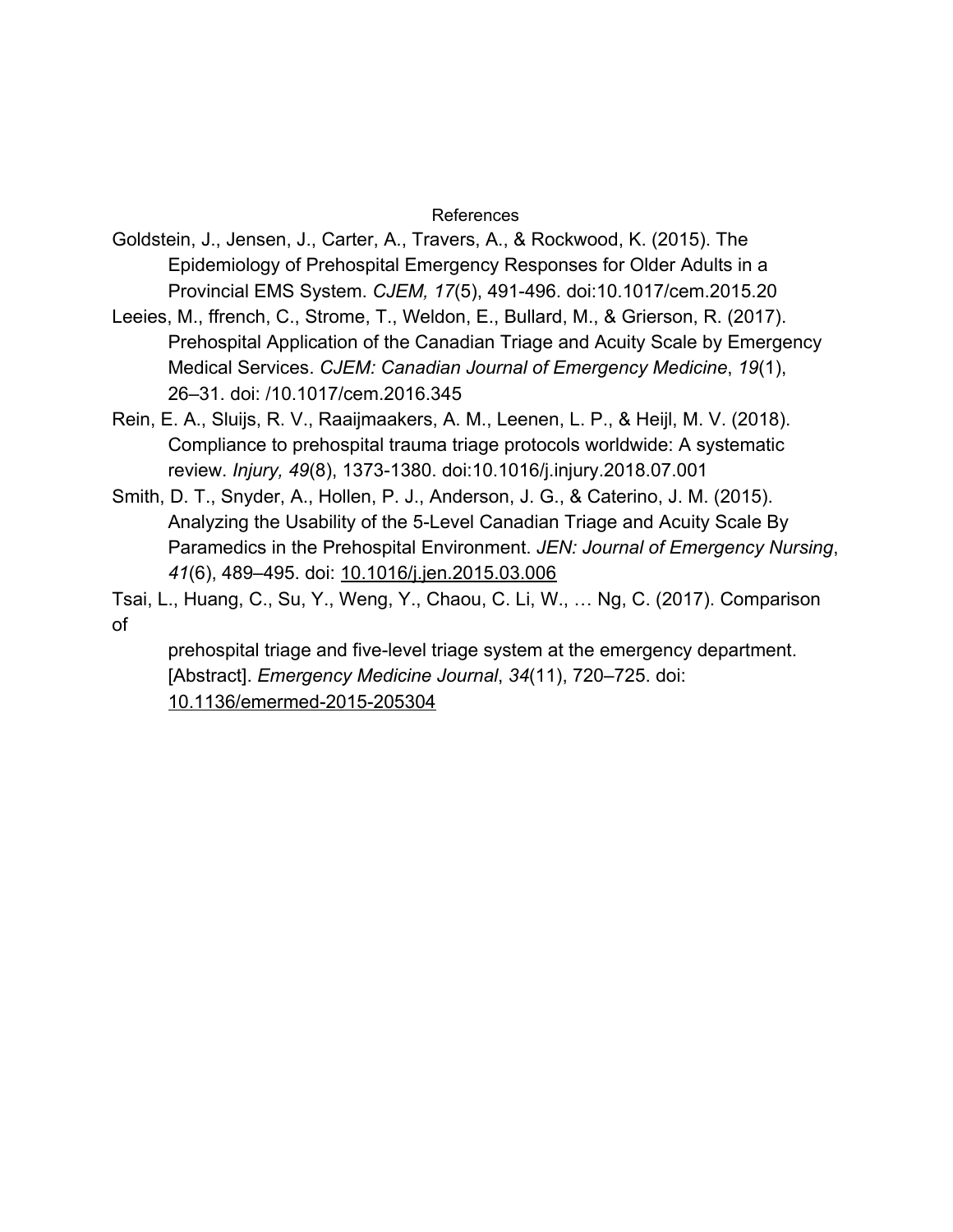References

Goldstein, J., Jensen, J., Carter, A., Travers, A., & Rockwood, K. (2015). The Epidemiology of Prehospital Emergency Responses for Older Adults in a Provincial EMS System. *CJEM, 17*(5), 491-496. doi:10.1017/cem.2015.20

Leeies, M., ffrench, C., Strome, T., Weldon, E., Bullard, M., & Grierson, R. (2017). Prehospital Application of the Canadian Triage and Acuity Scale by Emergency Medical Services. *CJEM: Canadian Journal of Emergency Medicine*, *19*(1), 26–31. doi: /10.1017/cem.2016.345

Rein, E. A., Sluijs, R. V., Raaijmaakers, A. M., Leenen, L. P., & Heijl, M. V. (2018). Compliance to prehospital trauma triage protocols worldwide: A systematic review. *Injury, 49*(8), 1373-1380. doi:10.1016/j.injury.2018.07.001

Smith, D. T., Snyder, A., Hollen, P. J., Anderson, J. G., & Caterino, J. M. (2015). Analyzing the Usability of the 5-Level Canadian Triage and Acuity Scale By Paramedics in the Prehospital Environment. *JEN: Journal of Emergency Nursing*, *41*(6), 489–495. doi: 10.1016/j.jen.2015.03.006

Tsai, L., Huang, C., Su, Y., Weng, Y., Chaou, C. Li, W., … Ng, C. (2017). Comparison of prehospital triage and five-level triage system at the emergency department. [Abstract]. *Emergency Medicine Journal*, *34*(11), 720–725. doi: 10.1136/emermed-2015-205304